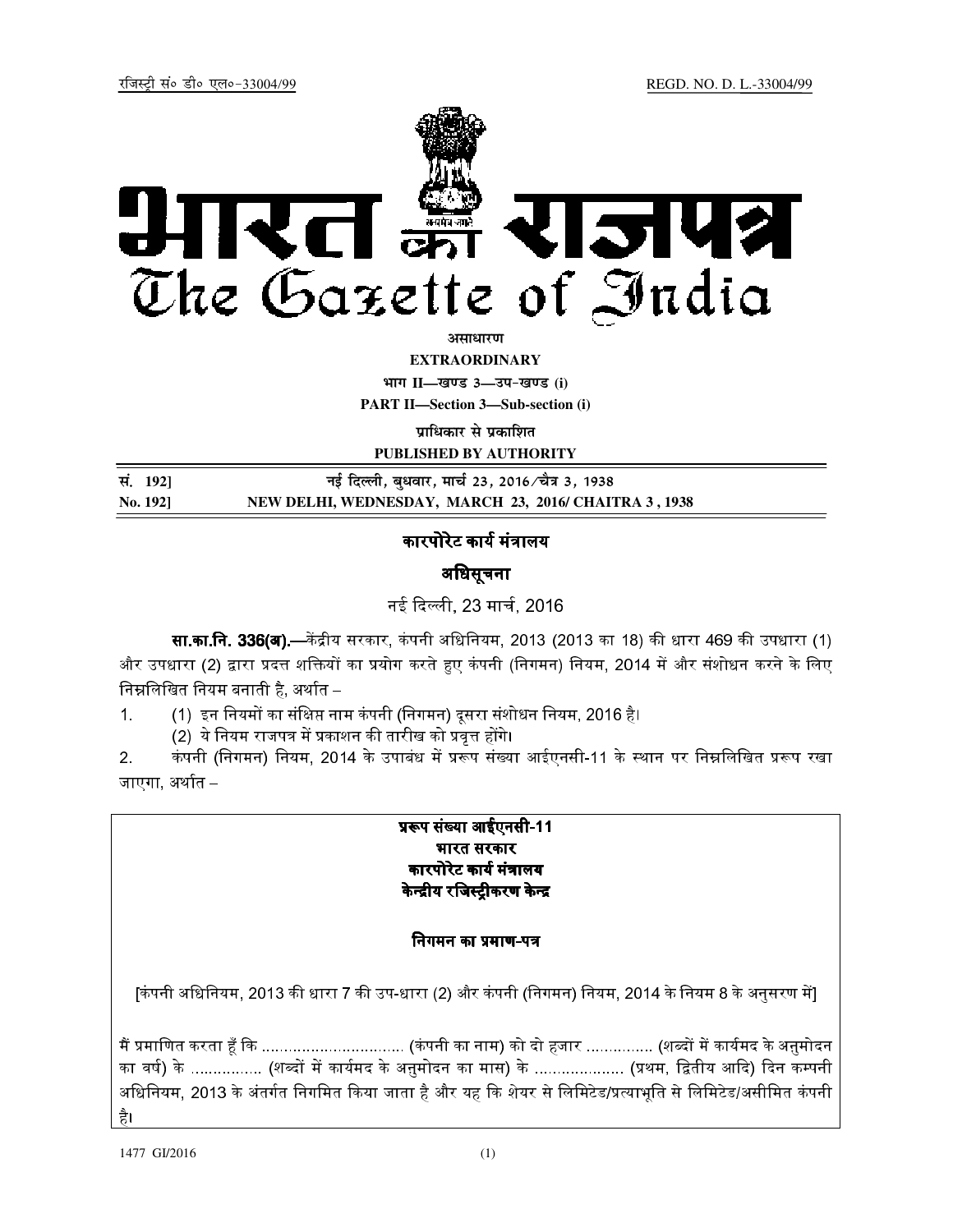रजिस्ट्री सं० डी० एल०-33004/99 REGD. NO. D. L.-33004/99

# भारत का राजपत्र
# The Gazette of India

**असाधारण**

**EXTRAORDINARY**

**भाग II—खण्ड 3—उप-खण्ड (i)**

**PART II—Section 3—Sub-section (i)**

**प्राधिकार से प्रकाशित**

**PUBLISHED BY AUTHORITY**

| | |
|---|---|
| सं. 192] | नई दिल्ली, बुधवार, मार्च 23, 2016/चैत्र 3, 1938 |
| **No. 192]** | **NEW DELHI, WEDNESDAY, MARCH 23, 2016/ CHAITRA 3, 1938** |

## कारपोरेट कार्य मंत्रालय

## अधिसूचना

नई दिल्ली, 23 मार्च, 2016

**सा.का.नि. 336(अ).**—केंद्रीय सरकार, कंपनी अधिनियम, 2013 (2013 का 18) की धारा 469 की उपधारा (1) और उपधारा (2) द्वारा प्रदत्त शक्तियों का प्रयोग करते हुए कंपनी (निगमन) नियम, 2014 में और संशोधन करने के लिए निम्नलिखित नियम बनाती है, अर्थात –

1. (1) इन नियमों का संक्षिप्त नाम कंपनी (निगमन) दूसरा संशोधन नियम, 2016 है।
   (2) ये नियम राजपत्र में प्रकाशन की तारीख को प्रवृत्त होंगे।

2. कंपनी (निगमन) नियम, 2014 के उपाबंध में प्ररूप संख्या आईएनसी-11 के स्थान पर निम्नलिखित प्ररूप रखा जाएगा, अर्थात –

**प्ररूप संख्या आईएनसी-11**
**भारत सरकार**
**कारपोरेट कार्य मंत्रालय**
**केन्द्रीय रजिस्ट्रीकरण केन्द्र**

**निगमन का प्रमाण-पत्र**

[कंपनी अधिनियम, 2013 की धारा 7 की उप-धारा (2) और कंपनी (निगमन) नियम, 2014 के नियम 8 के अनुसरण में]

मैं प्रमाणित करता हूँ कि ................................ (कंपनी का नाम) को दो हज़ार ............... (शब्दों में कार्यमद के अनुमोदन का वर्ष) के ................ (शब्दों में कार्यमद के अनुमोदन का मास) के .................... (प्रथम, द्वितीय आदि) दिन कम्पनी अधिनियम, 2013 के अंतर्गत निगमित किया जाता है और यह कि शेयर से लिमिटेड/प्रत्याभूति से लिमिटेड/असीमित कंपनी है।

1477 GI/2016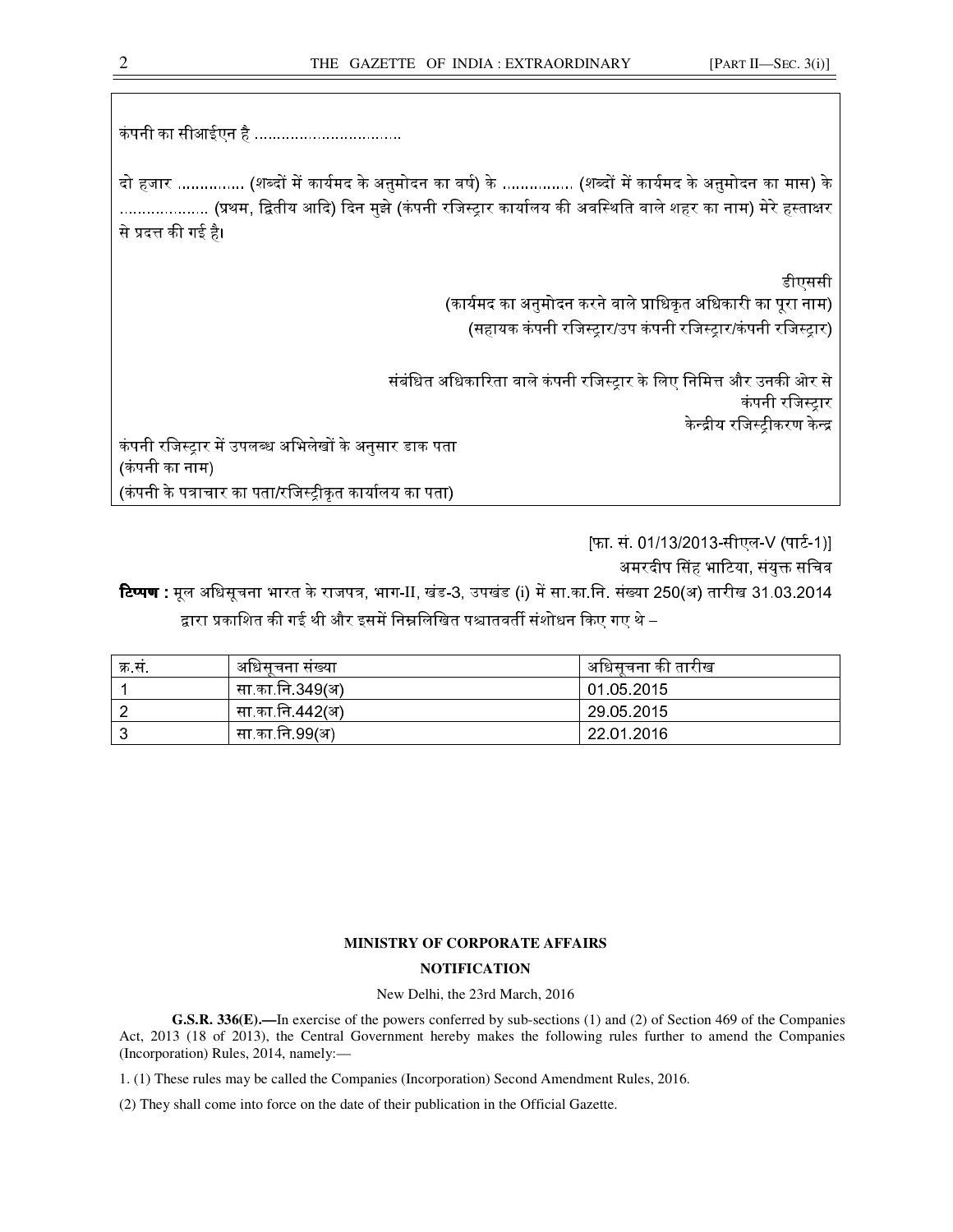कंपनी का सीआईएन है ................................

दो हजार .............. (शब्दों में कार्यमद के अनुमोदन का वर्ष) के ............... (शब्दों में कार्यमद के अनुमोदन का मास) के ................... (प्रथम, द्वितीय आदि) दिन मुझे (कंपनी रजिस्ट्रार कार्यालय की अवस्थिति वाले शहर का नाम) मेरे हस्ताक्षर से प्रदत्त की गई है।

डीएससी
(कार्यमद का अनुमोदन करने वाले प्राधिकृत अधिकारी का पूरा नाम)
(सहायक कंपनी रजिस्ट्रार/उप कंपनी रजिस्ट्रार/कंपनी रजिस्ट्रार)

संबंधित अधिकारिता वाले कंपनी रजिस्ट्रार के लिए निमित्त और उनकी ओर से
कंपनी रजिस्ट्रार
केन्द्रीय रजिस्ट्रीकरण केन्द्र

कंपनी रजिस्ट्रार में उपलब्ध अभिलेखों के अनुसार डाक पता
(कंपनी का नाम)
(कंपनी के पत्राचार का पता/रजिस्ट्रीकृत कार्यालय का पता)

[फा. सं. 01/13/2013-सीएल-V (पार्ट-1)]

अमरदीप सिंह भाटिया, संयुक्त सचिव

**टिप्पण :** मूल अधिसूचना भारत के राजपत्र, भाग-II, खंड-3, उपखंड (i) में सा.का.नि. संख्या 250(अ) तारीख 31.03.2014 द्वारा प्रकाशित की गई थी और इसमें निम्नलिखित पश्चातवर्ती संशोधन किए गए थे –

| क्र.सं. | अधिसूचना संख्या | अधिसूचना की तारीख |
|---|---|---|
| 1 | सा.का.नि.349(अ) | 01.05.2015 |
| 2 | सा.का.नि.442(अ) | 29.05.2015 |
| 3 | सा.का.नि.99(अ) | 22.01.2016 |

## MINISTRY OF CORPORATE AFFAIRS

## NOTIFICATION

New Delhi, the 23rd March, 2016

**G.S.R. 336(E).—**In exercise of the powers conferred by sub-sections (1) and (2) of Section 469 of the Companies Act, 2013 (18 of 2013), the Central Government hereby makes the following rules further to amend the Companies (Incorporation) Rules, 2014, namely:—

1. (1) These rules may be called the Companies (Incorporation) Second Amendment Rules, 2016.

(2) They shall come into force on the date of their publication in the Official Gazette.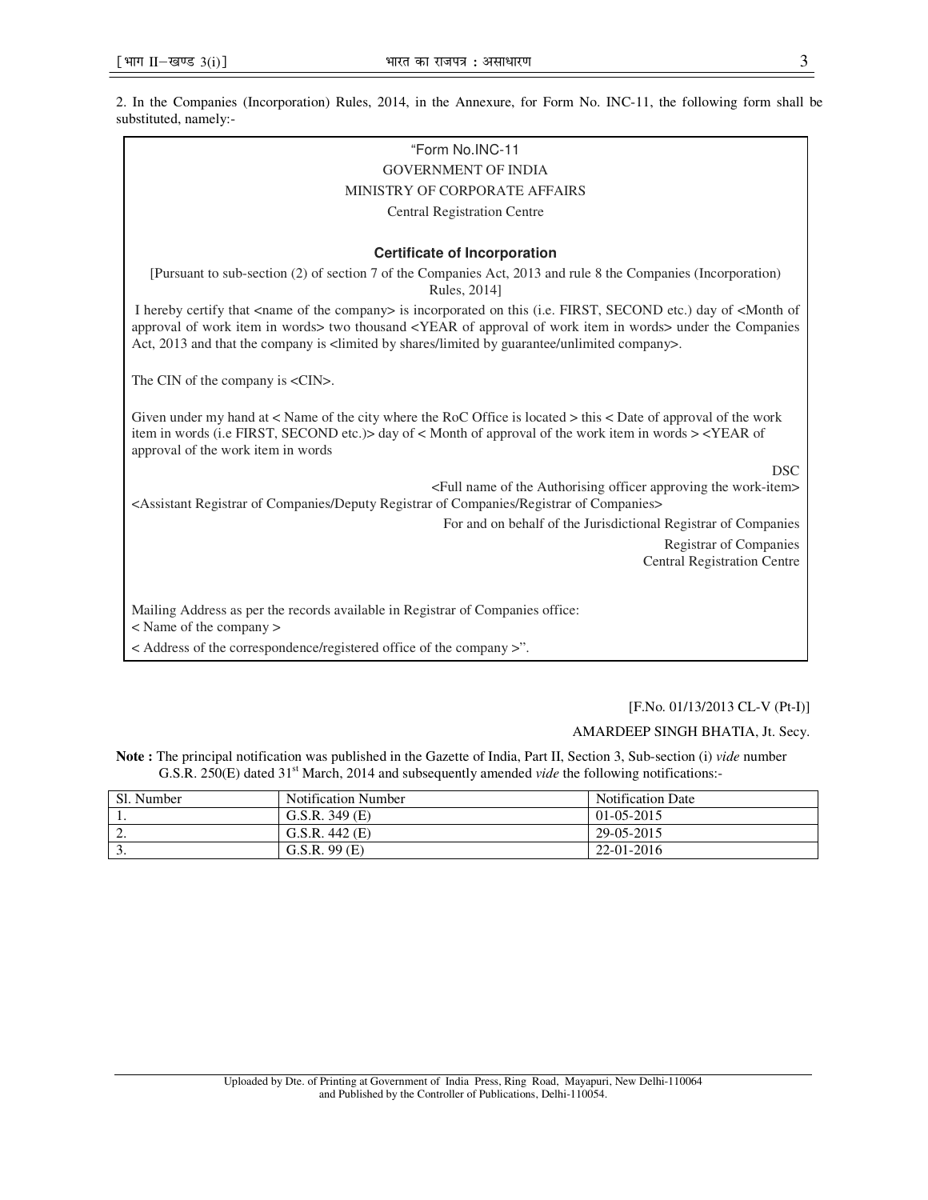2. In the Companies (Incorporation) Rules, 2014, in the Annexure, for Form No. INC-11, the following form shall be substituted, namely:-

"Form No.INC-11

GOVERNMENT OF INDIA

MINISTRY OF CORPORATE AFFAIRS

Central Registration Centre

**Certificate of Incorporation**

[Pursuant to sub-section (2) of section 7 of the Companies Act, 2013 and rule 8 the Companies (Incorporation) Rules, 2014]

I hereby certify that <name of the company> is incorporated on this (i.e. FIRST, SECOND etc.) day of <Month of approval of work item in words> two thousand <YEAR of approval of work item in words> under the Companies Act, 2013 and that the company is <limited by shares/limited by guarantee/unlimited company>.

The CIN of the company is <CIN>.

Given under my hand at < Name of the city where the RoC Office is located > this < Date of approval of the work item in words (i.e FIRST, SECOND etc.)> day of < Month of approval of the work item in words > <YEAR of approval of the work item in words

DSC

<Full name of the Authorising officer approving the work-item>

<Assistant Registrar of Companies/Deputy Registrar of Companies/Registrar of Companies>

For and on behalf of the Jurisdictional Registrar of Companies

Registrar of Companies

Central Registration Centre

Mailing Address as per the records available in Registrar of Companies office:

< Name of the company >

< Address of the correspondence/registered office of the company >".

[F.No. 01/13/2013 CL-V (Pt-I)]

AMARDEEP SINGH BHATIA, Jt. Secy.

**Note :** The principal notification was published in the Gazette of India, Part II, Section 3, Sub-section (i) *vide* number G.S.R. 250(E) dated 31st March, 2014 and subsequently amended *vide* the following notifications:-

| Sl. Number | Notification Number | Notification Date |
|---|---|---|
| 1. | G.S.R. 349 (E) | 01-05-2015 |
| 2. | G.S.R. 442 (E) | 29-05-2015 |
| 3. | G.S.R. 99 (E) | 22-01-2016 |

Uploaded by Dte. of Printing at Government of India Press, Ring Road, Mayapuri, New Delhi-110064 and Published by the Controller of Publications, Delhi-110054.